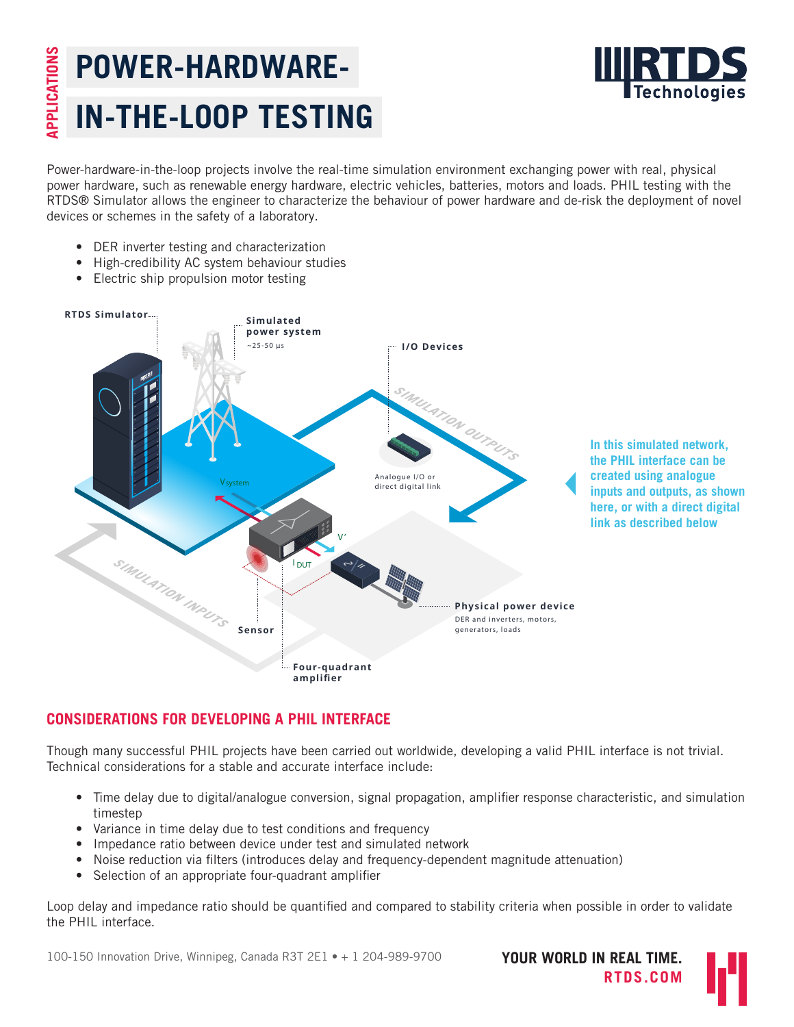APPLICATIONS

# POWER-HARDWARE-IN-THE-LOOP TESTING

Power-hardware-in-the-loop projects involve the real-time simulation environment exchanging power with real, physical power hardware, such as renewable energy hardware, electric vehicles, batteries, motors and loads. PHIL testing with the RTDS® Simulator allows the engineer to characterize the behaviour of power hardware and de-risk the deployment of novel devices or schemes in the safety of a laboratory.

- DER inverter testing and characterization
- High-credibility AC system behaviour studies
- Electric ship propulsion motor testing

RTDS Simulator

Simulated power system
~25-50 µs

I/O Devices

SIMULATION OUTPUTS

Analogue I/O or direct digital link

$V_{system}$

$V'$

$I_{DUT}$

SIMULATION INPUTS

Sensor

Four-quadrant amplifier

Physical power device
DER and inverters, motors, generators, loads

**In this simulated network, the PHIL interface can be created using analogue inputs and outputs, as shown here, or with a direct digital link as described below**

## CONSIDERATIONS FOR DEVELOPING A PHIL INTERFACE

Though many successful PHIL projects have been carried out worldwide, developing a valid PHIL interface is not trivial. Technical considerations for a stable and accurate interface include:

- Time delay due to digital/analogue conversion, signal propagation, amplifier response characteristic, and simulation timestep
- Variance in time delay due to test conditions and frequency
- Impedance ratio between device under test and simulated network
- Noise reduction via filters (introduces delay and frequency-dependent magnitude attenuation)
- Selection of an appropriate four-quadrant amplifier

Loop delay and impedance ratio should be quantified and compared to stability criteria when possible in order to validate the PHIL interface.

100-150 Innovation Drive, Winnipeg, Canada R3T 2E1 • + 1 204-989-9700

YOUR WORLD IN REAL TIME.
RTDS.COM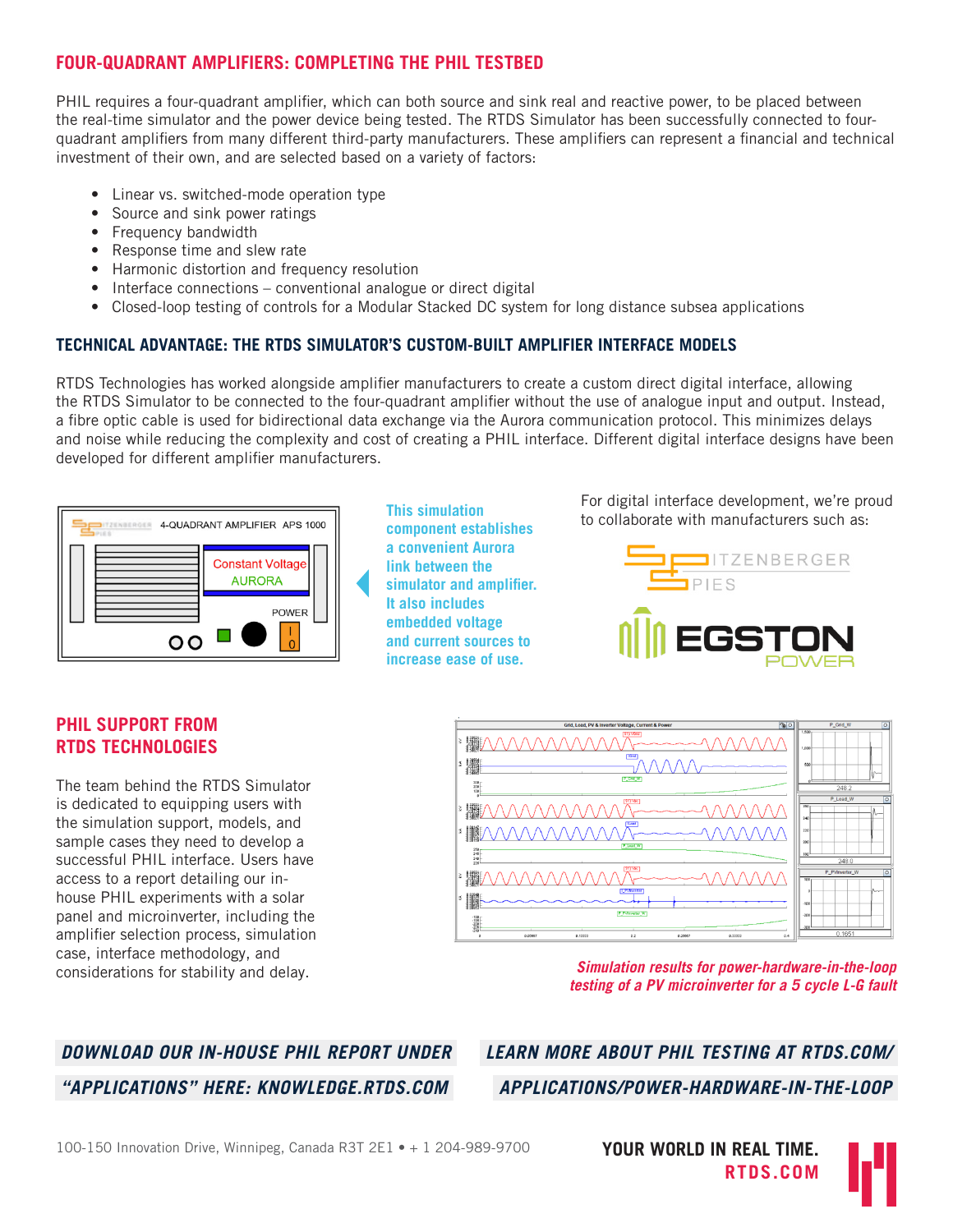## FOUR-QUADRANT AMPLIFIERS: COMPLETING THE PHIL TESTBED

PHIL requires a four-quadrant amplifier, which can both source and sink real and reactive power, to be placed between the real-time simulator and the power device being tested. The RTDS Simulator has been successfully connected to four-quadrant amplifiers from many different third-party manufacturers. These amplifiers can represent a financial and technical investment of their own, and are selected based on a variety of factors:

- Linear vs. switched-mode operation type
- Source and sink power ratings
- Frequency bandwidth
- Response time and slew rate
- Harmonic distortion and frequency resolution
- Interface connections – conventional analogue or direct digital
- Closed-loop testing of controls for a Modular Stacked DC system for long distance subsea applications

### TECHNICAL ADVANTAGE: THE RTDS SIMULATOR'S CUSTOM-BUILT AMPLIFIER INTERFACE MODELS

RTDS Technologies has worked alongside amplifier manufacturers to create a custom direct digital interface, allowing the RTDS Simulator to be connected to the four-quadrant amplifier without the use of analogue input and output. Instead, a fibre optic cable is used for bidirectional data exchange via the Aurora communication protocol. This minimizes delays and noise while reducing the complexity and cost of creating a PHIL interface. Different digital interface designs have been developed for different amplifier manufacturers.

4-QUADRANT AMPLIFIER APS 1000
Constant Voltage
AURORA
POWER

**This simulation component establishes a convenient Aurora link between the simulator and amplifier. It also includes embedded voltage and current sources to increase ease of use.**

For digital interface development, we're proud to collaborate with manufacturers such as:

SPITZENBERGER PIES

EGSTON POWER

## PHIL SUPPORT FROM RTDS TECHNOLOGIES

The team behind the RTDS Simulator is dedicated to equipping users with the simulation support, models, and sample cases they need to develop a successful PHIL interface. Users have access to a report detailing our in-house PHIL experiments with a solar panel and microinverter, including the amplifier selection process, simulation case, interface methodology, and considerations for stability and delay.

Grid, Load, PV & Inverter Voltage, Current & Power

P_Grid_W
248.2
P_Load_W
248.0
P_PVinverter_W
0.1651

*Simulation results for power-hardware-in-the-loop testing of a PV microinverter for a 5 cycle L-G fault*

***DOWNLOAD OUR IN-HOUSE PHIL REPORT UNDER "APPLICATIONS" HERE: KNOWLEDGE.RTDS.COM***

***LEARN MORE ABOUT PHIL TESTING AT RTDS.COM/APPLICATIONS/POWER-HARDWARE-IN-THE-LOOP***

100-150 Innovation Drive, Winnipeg, Canada R3T 2E1 • + 1 204-989-9700

**YOUR WORLD IN REAL TIME.**
**RTDS.COM**